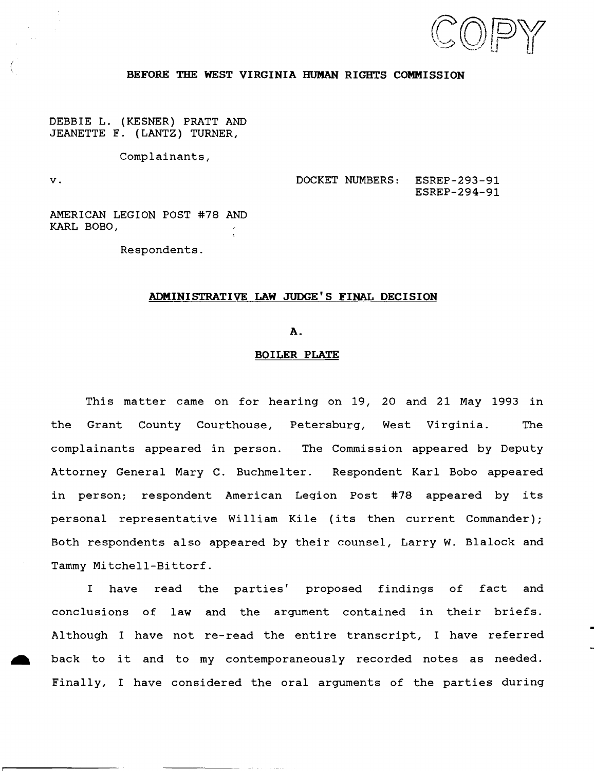COPY

**BEFORE THE WEST VIRGINIA HUMAN RIGHTS COMMISSION**

DEBBIE L. (KESNER) PRATT AND
JEANETTE F. (LANTZ) TURNER,

Complainants,

v.

DOCKET NUMBERS: ESREP-293-91
ESREP-294-91

AMERICAN LEGION POST #78 AND
KARL BOBO,

Respondents.

## ADMINISTRATIVE LAW JUDGE'S FINAL DECISION

### A.

### BOILER PLATE

This matter came on for hearing on 19, 20 and 21 May 1993 in the Grant County Courthouse, Petersburg, West Virginia. The complainants appeared in person. The Commission appeared by Deputy Attorney General Mary C. Buchmelter. Respondent Karl Bobo appeared in person; respondent American Legion Post #78 appeared by its personal representative William Kile (its then current Commander); Both respondents also appeared by their counsel, Larry W. Blalock and Tammy Mitchell-Bittorf.

I have read the parties' proposed findings of fact and conclusions of law and the argument contained in their briefs. Although I have not re-read the entire transcript, I have referred back to it and to my contemporaneously recorded notes as needed. Finally, I have considered the oral arguments of the parties during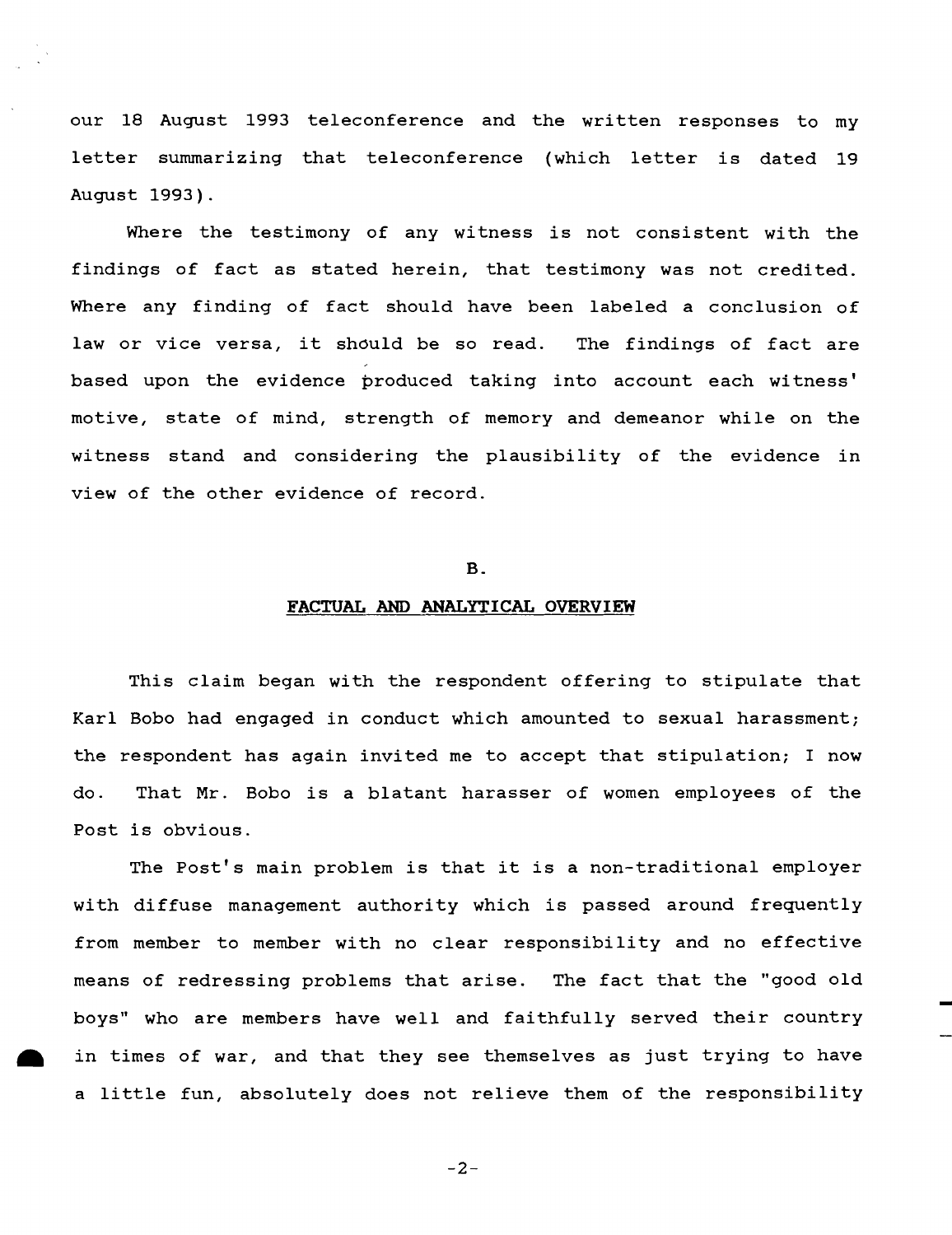our 18 August 1993 teleconference and the written responses to my letter summarizing that teleconference (which letter is dated 19 August 1993).

Where the testimony of any witness is not consistent with the findings of fact as stated herein, that testimony was not credited. Where any finding of fact should have been labeled a conclusion of law or vice versa, it should be so read. The findings of fact are based upon the evidence produced taking into account each witness' motive, state of mind, strength of memory and demeanor while on the witness stand and considering the plausibility of the evidence in view of the other evidence of record.

## B.

## FACTUAL AND ANALYTICAL OVERVIEW

This claim began with the respondent offering to stipulate that Karl Bobo had engaged in conduct which amounted to sexual harassment; the respondent has again invited me to accept that stipulation; I now do. That Mr. Bobo is a blatant harasser of women employees of the Post is obvious.

The Post's main problem is that it is a non-traditional employer with diffuse management authority which is passed around frequently from member to member with no clear responsibility and no effective means of redressing problems that arise. The fact that the "good old boys" who are members have well and faithfully served their country in times of war, and that they see themselves as just trying to have a little fun, absolutely does not relieve them of the responsibility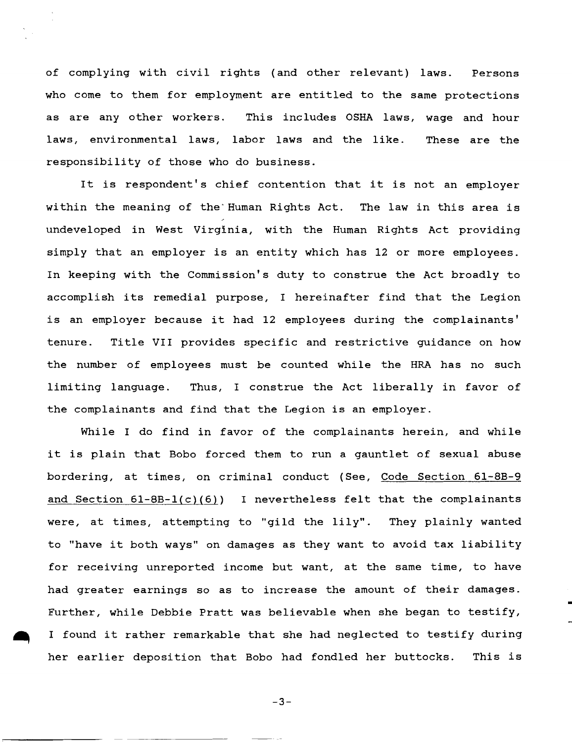of complying with civil rights (and other relevant) laws. Persons who come to them for employment are entitled to the same protections as are any other workers. This includes OSHA laws, wage and hour laws, environmental laws, labor laws and the like. These are the responsibility of those who do business.

It is respondent's chief contention that it is not an employer within the meaning of the Human Rights Act. The law in this area is undeveloped in West Virginia, with the Human Rights Act providing simply that an employer is an entity which has 12 or more employees. In keeping with the Commission's duty to construe the Act broadly to accomplish its remedial purpose, I hereinafter find that the Legion is an employer because it had 12 employees during the complainants' tenure. Title VII provides specific and restrictive guidance on how the number of employees must be counted while the HRA has no such limiting language. Thus, I construe the Act liberally in favor of the complainants and find that the Legion is an employer.

While I do find in favor of the complainants herein, and while it is plain that Bobo forced them to run a gauntlet of sexual abuse bordering, at times, on criminal conduct (See, Code Section 61-8B-9 and Section 61-8B-1(c)(6)) I nevertheless felt that the complainants were, at times, attempting to "gild the lily". They plainly wanted to "have it both ways" on damages as they want to avoid tax liability for receiving unreported income but want, at the same time, to have had greater earnings so as to increase the amount of their damages. Further, while Debbie Pratt was believable when she began to testify, I found it rather remarkable that she had neglected to testify during her earlier deposition that Bobo had fondled her buttocks. This is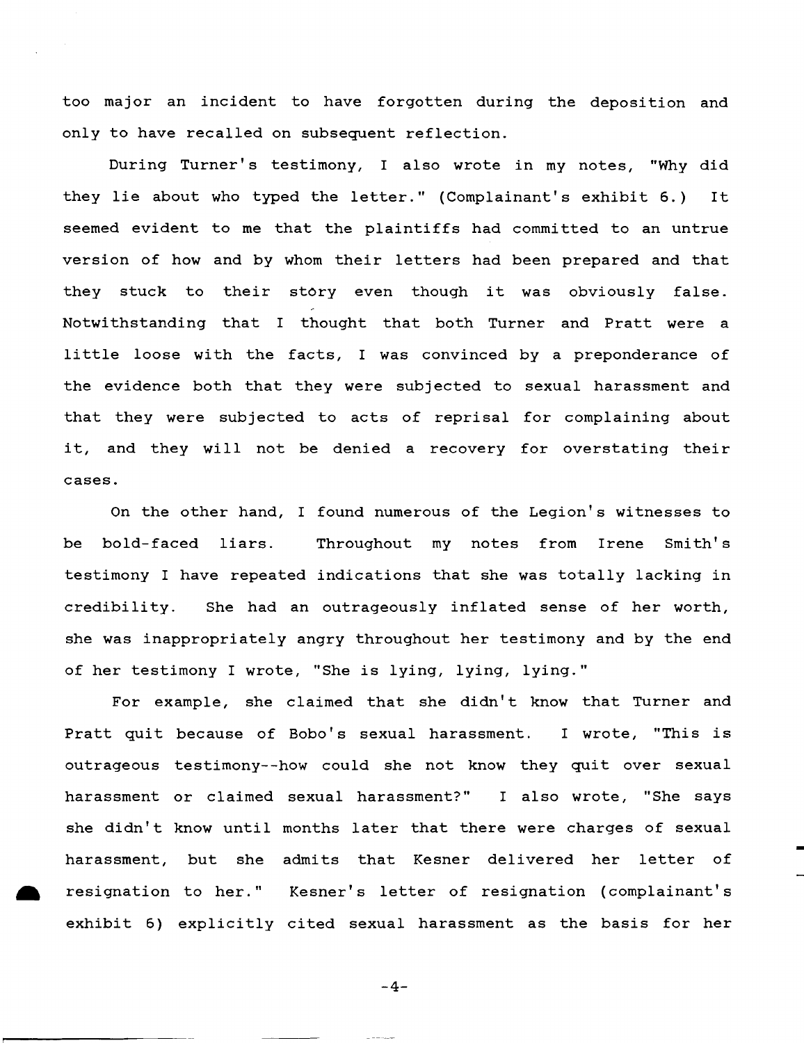too major an incident to have forgotten during the deposition and only to have recalled on subsequent reflection.

During Turner's testimony, I also wrote in my notes, "Why did they lie about who typed the letter." (Complainant's exhibit 6.) It seemed evident to me that the plaintiffs had committed to an untrue version of how and by whom their letters had been prepared and that they stuck to their story even though it was obviously false. Notwithstanding that I thought that both Turner and Pratt were a little loose with the facts, I was convinced by a preponderance of the evidence both that they were subjected to sexual harassment and that they were subjected to acts of reprisal for complaining about it, and they will not be denied a recovery for overstating their cases.

On the other hand, I found numerous of the Legion's witnesses to be bold-faced liars. Throughout my notes from Irene Smith's testimony I have repeated indications that she was totally lacking in credibility. She had an outrageously inflated sense of her worth, she was inappropriately angry throughout her testimony and by the end of her testimony I wrote, "She is lying, lying, lying."

For example, she claimed that she didn't know that Turner and Pratt quit because of Bobo's sexual harassment. I wrote, "This is outrageous testimony--how could she not know they quit over sexual harassment or claimed sexual harassment?" I also wrote, "She says she didn't know until months later that there were charges of sexual harassment, but she admits that Kesner delivered her letter of resignation to her." Kesner's letter of resignation (complainant's exhibit 6) explicitly cited sexual harassment as the basis for her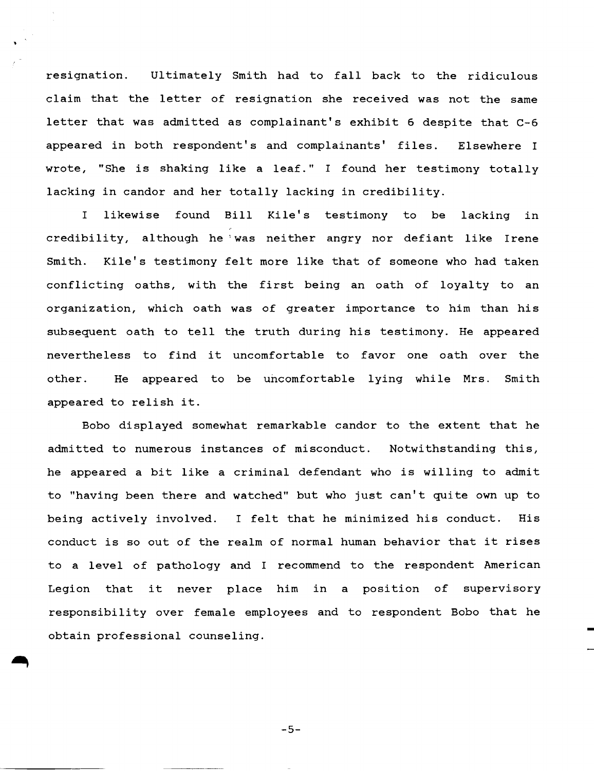resignation. Ultimately Smith had to fall back to the ridiculous claim that the letter of resignation she received was not the same letter that was admitted as complainant's exhibit 6 despite that C-6 appeared in both respondent's and complainants' files. Elsewhere I wrote, "She is shaking like a leaf." I found her testimony totally lacking in candor and her totally lacking in credibility.

I likewise found Bill Kile's testimony to be lacking in credibility, although he was neither angry nor defiant like Irene Smith. Kile's testimony felt more like that of someone who had taken conflicting oaths, with the first being an oath of loyalty to an organization, which oath was of greater importance to him than his subsequent oath to tell the truth during his testimony. He appeared nevertheless to find it uncomfortable to favor one oath over the other. He appeared to be uncomfortable lying while Mrs. Smith appeared to relish it.

Bobo displayed somewhat remarkable candor to the extent that he admitted to numerous instances of misconduct. Notwithstanding this, he appeared a bit like a criminal defendant who is willing to admit to "having been there and watched" but who just can't quite own up to being actively involved. I felt that he minimized his conduct. His conduct is so out of the realm of normal human behavior that it rises to a level of pathology and I recommend to the respondent American Legion that it never place him in a position of supervisory responsibility over female employees and to respondent Bobo that he obtain professional counseling.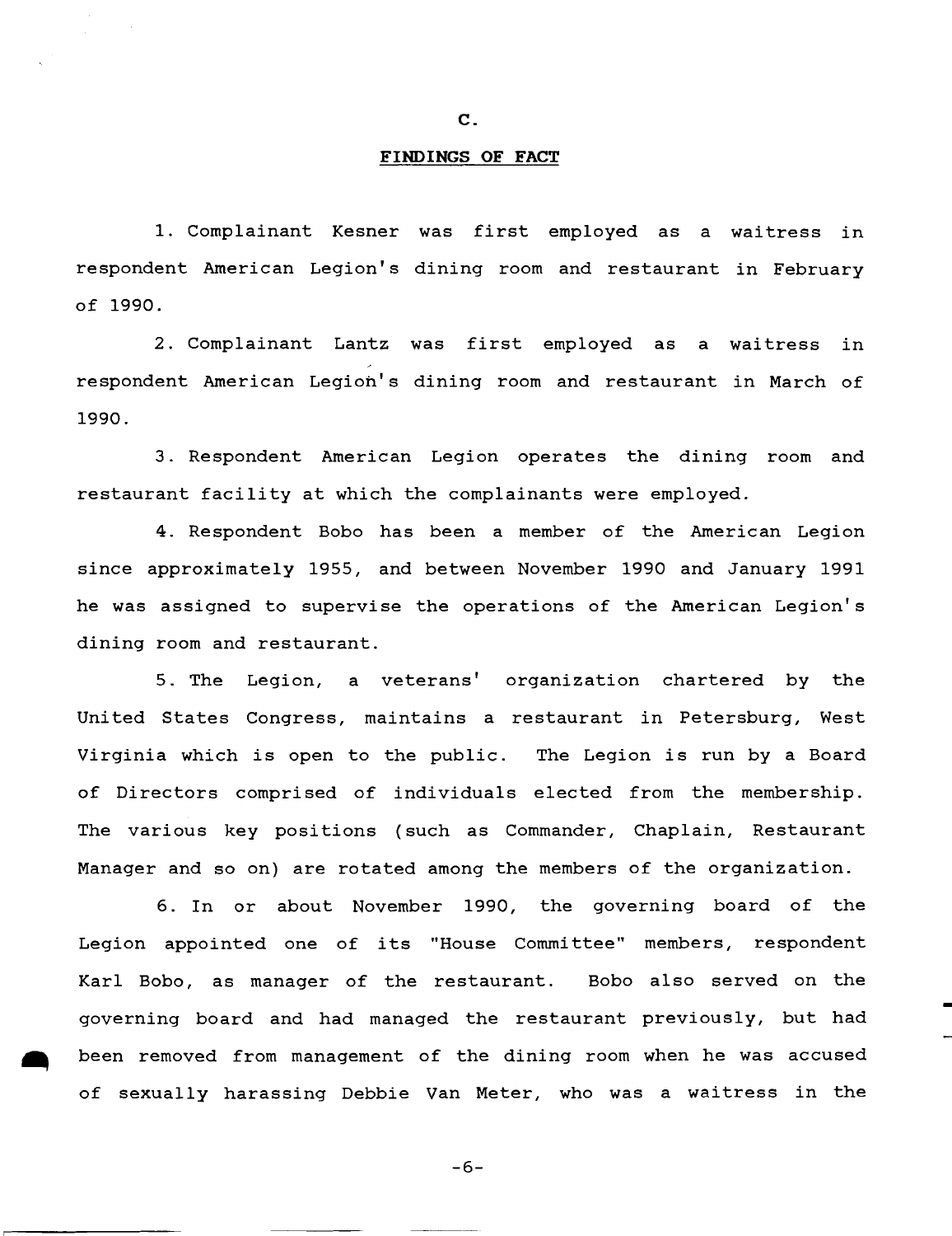## C.

## FINDINGS OF FACT

1. Complainant Kesner was first employed as a waitress in respondent American Legion's dining room and restaurant in February of 1990.

2. Complainant Lantz was first employed as a waitress in respondent American Legion's dining room and restaurant in March of 1990.

3. Respondent American Legion operates the dining room and restaurant facility at which the complainants were employed.

4. Respondent Bobo has been a member of the American Legion since approximately 1955, and between November 1990 and January 1991 he was assigned to supervise the operations of the American Legion's dining room and restaurant.

5. The Legion, a veterans' organization chartered by the United States Congress, maintains a restaurant in Petersburg, West Virginia which is open to the public. The Legion is run by a Board of Directors comprised of individuals elected from the membership. The various key positions (such as Commander, Chaplain, Restaurant Manager and so on) are rotated among the members of the organization.

6. In or about November 1990, the governing board of the Legion appointed one of its "House Committee" members, respondent Karl Bobo, as manager of the restaurant. Bobo also served on the governing board and had managed the restaurant previously, but had been removed from management of the dining room when he was accused of sexually harassing Debbie Van Meter, who was a waitress in the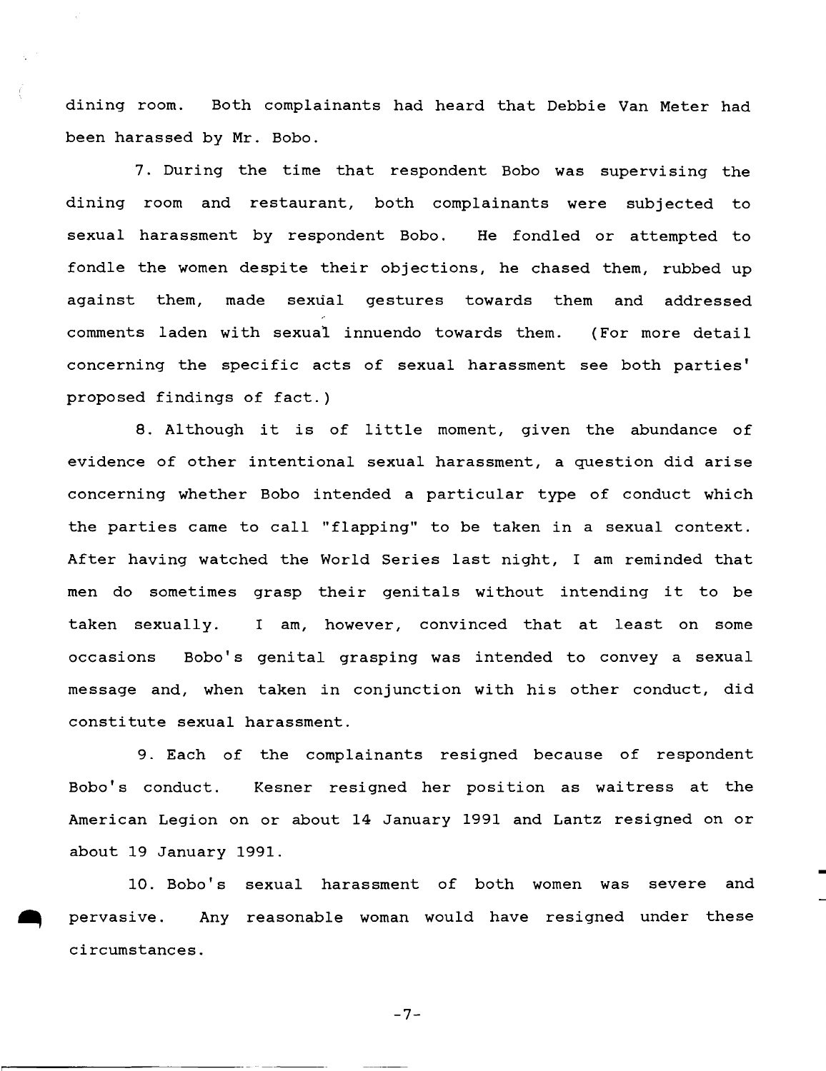dining room. Both complainants had heard that Debbie Van Meter had been harassed by Mr. Bobo.

7. During the time that respondent Bobo was supervising the dining room and restaurant, both complainants were subjected to sexual harassment by respondent Bobo. He fondled or attempted to fondle the women despite their objections, he chased them, rubbed up against them, made sexual gestures towards them and addressed comments laden with sexual innuendo towards them. (For more detail concerning the specific acts of sexual harassment see both parties' proposed findings of fact.)

8. Although it is of little moment, given the abundance of evidence of other intentional sexual harassment, a question did arise concerning whether Bobo intended a particular type of conduct which the parties came to call "flapping" to be taken in a sexual context. After having watched the World Series last night, I am reminded that men do sometimes grasp their genitals without intending it to be taken sexually. I am, however, convinced that at least on some occasions Bobo's genital grasping was intended to convey a sexual message and, when taken in conjunction with his other conduct, did constitute sexual harassment.

9. Each of the complainants resigned because of respondent Bobo's conduct. Kesner resigned her position as waitress at the American Legion on or about 14 January 1991 and Lantz resigned on or about 19 January 1991.

10. Bobo's sexual harassment of both women was severe and pervasive. Any reasonable woman would have resigned under these circumstances.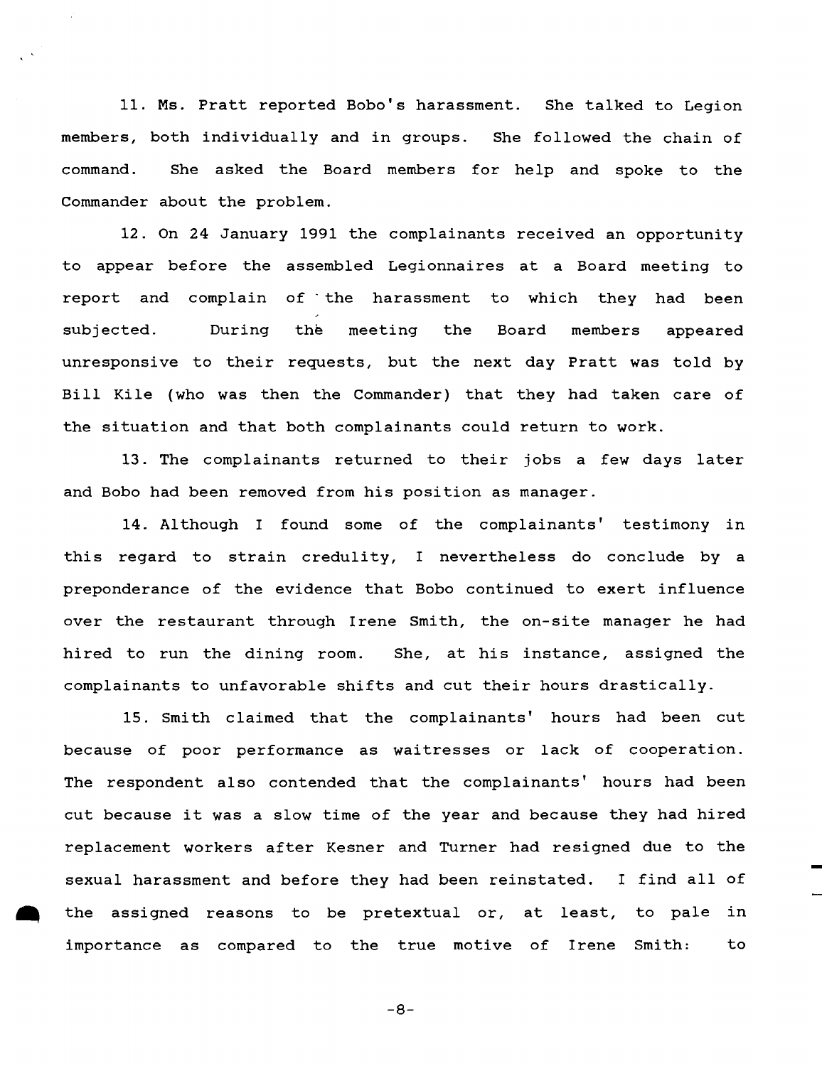11. Ms. Pratt reported Bobo's harassment. She talked to Legion members, both individually and in groups. She followed the chain of command. She asked the Board members for help and spoke to the Commander about the problem.

12. On 24 January 1991 the complainants received an opportunity to appear before the assembled Legionnaires at a Board meeting to report and complain of the harassment to which they had been subjected. During the meeting the Board members appeared unresponsive to their requests, but the next day Pratt was told by Bill Kile (who was then the Commander) that they had taken care of the situation and that both complainants could return to work.

13. The complainants returned to their jobs a few days later and Bobo had been removed from his position as manager.

14. Although I found some of the complainants' testimony in this regard to strain credulity, I nevertheless do conclude by a preponderance of the evidence that Bobo continued to exert influence over the restaurant through Irene Smith, the on-site manager he had hired to run the dining room. She, at his instance, assigned the complainants to unfavorable shifts and cut their hours drastically.

15. Smith claimed that the complainants' hours had been cut because of poor performance as waitresses or lack of cooperation. The respondent also contended that the complainants' hours had been cut because it was a slow time of the year and because they had hired replacement workers after Kesner and Turner had resigned due to the sexual harassment and before they had been reinstated. I find all of the assigned reasons to be pretextual or, at least, to pale in importance as compared to the true motive of Irene Smith: to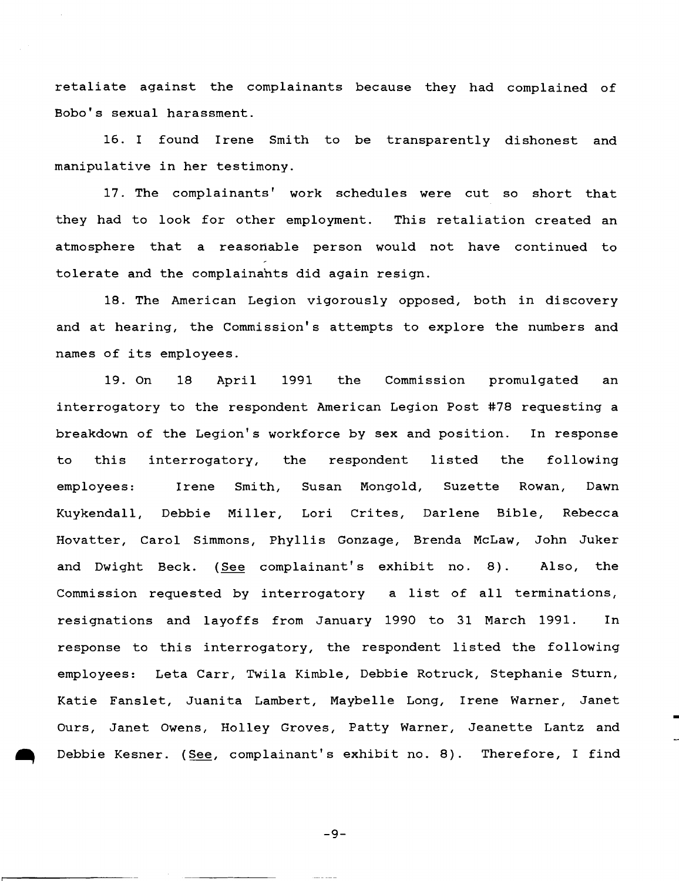retaliate against the complainants because they had complained of Bobo's sexual harassment.

16. I found Irene Smith to be transparently dishonest and manipulative in her testimony.

17. The complainants' work schedules were cut so short that they had to look for other employment. This retaliation created an atmosphere that a reasonable person would not have continued to tolerate and the complainants did again resign.

18. The American Legion vigorously opposed, both in discovery and at hearing, the Commission's attempts to explore the numbers and names of its employees.

19. On 18 April 1991 the Commission promulgated an interrogatory to the respondent American Legion Post #78 requesting a breakdown of the Legion's workforce by sex and position. In response to this interrogatory, the respondent listed the following employees: Irene Smith, Susan Mongold, Suzette Rowan, Dawn Kuykendall, Debbie Miller, Lori Crites, Darlene Bible, Rebecca Hovatter, Carol Simmons, Phyllis Gonzage, Brenda McLaw, John Juker and Dwight Beck. (_See_ complainant's exhibit no. 8). Also, the Commission requested by interrogatory a list of all terminations, resignations and layoffs from January 1990 to 31 March 1991. In response to this interrogatory, the respondent listed the following employees: Leta Carr, Twila Kimble, Debbie Rotruck, Stephanie Sturn, Katie Fanslet, Juanita Lambert, Maybelle Long, Irene Warner, Janet Ours, Janet Owens, Holley Groves, Patty Warner, Jeanette Lantz and Debbie Kesner. (_See_, complainant's exhibit no. 8). Therefore, I find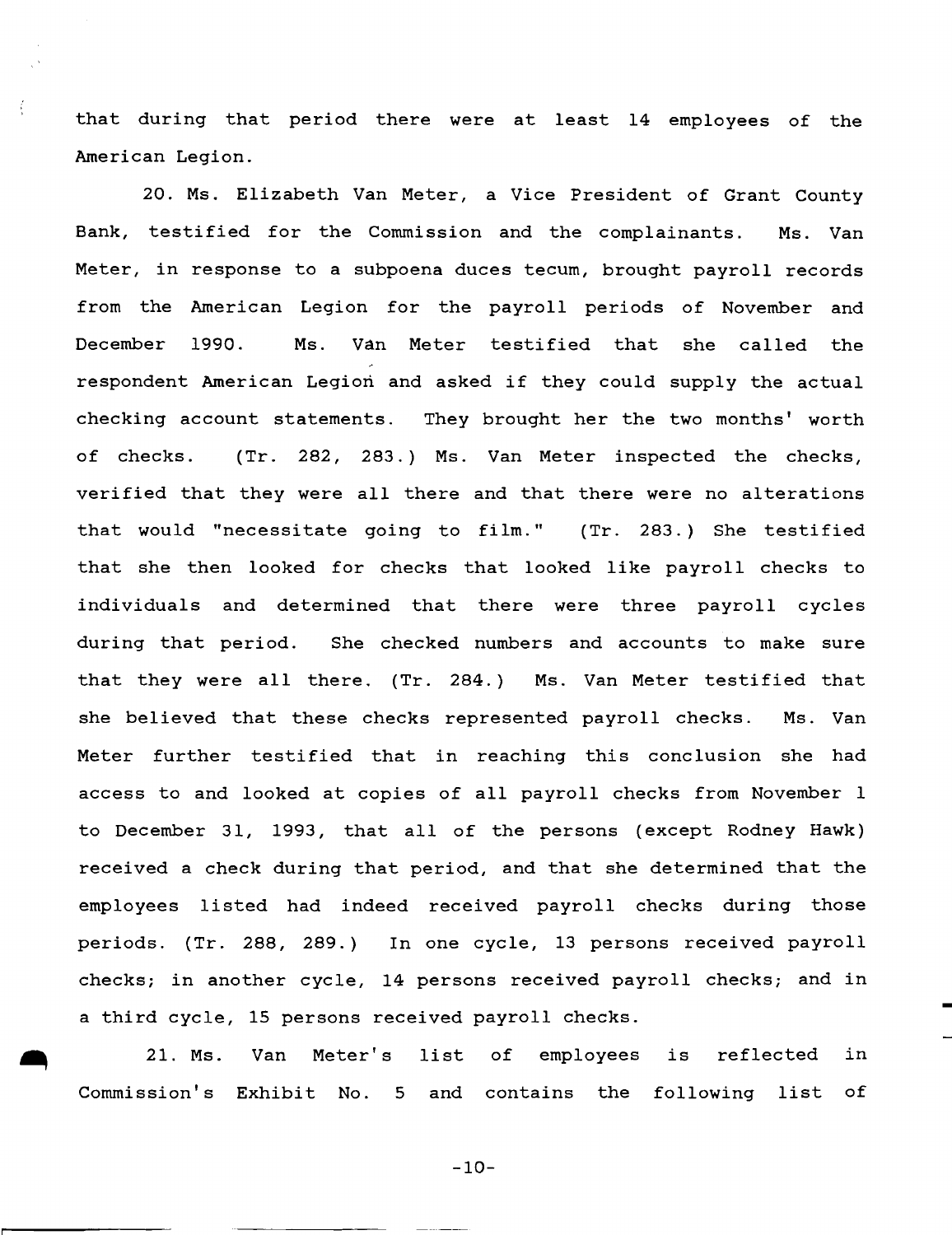that during that period there were at least 14 employees of the American Legion.

20. Ms. Elizabeth Van Meter, a Vice President of Grant County Bank, testified for the Commission and the complainants. Ms. Van Meter, in response to a subpoena duces tecum, brought payroll records from the American Legion for the payroll periods of November and December 1990. Ms. Van Meter testified that she called the respondent American Legion and asked if they could supply the actual checking account statements. They brought her the two months' worth of checks. (Tr. 282, 283.) Ms. Van Meter inspected the checks, verified that they were all there and that there were no alterations that would "necessitate going to film." (Tr. 283.) She testified that she then looked for checks that looked like payroll checks to individuals and determined that there were three payroll cycles during that period. She checked numbers and accounts to make sure that they were all there. (Tr. 284.) Ms. Van Meter testified that she believed that these checks represented payroll checks. Ms. Van Meter further testified that in reaching this conclusion she had access to and looked at copies of all payroll checks from November 1 to December 31, 1993, that all of the persons (except Rodney Hawk) received a check during that period, and that she determined that the employees listed had indeed received payroll checks during those periods. (Tr. 288, 289.) In one cycle, 13 persons received payroll checks; in another cycle, 14 persons received payroll checks; and in a third cycle, 15 persons received payroll checks.

21. Ms. Van Meter's list of employees is reflected in Commission's Exhibit No. 5 and contains the following list of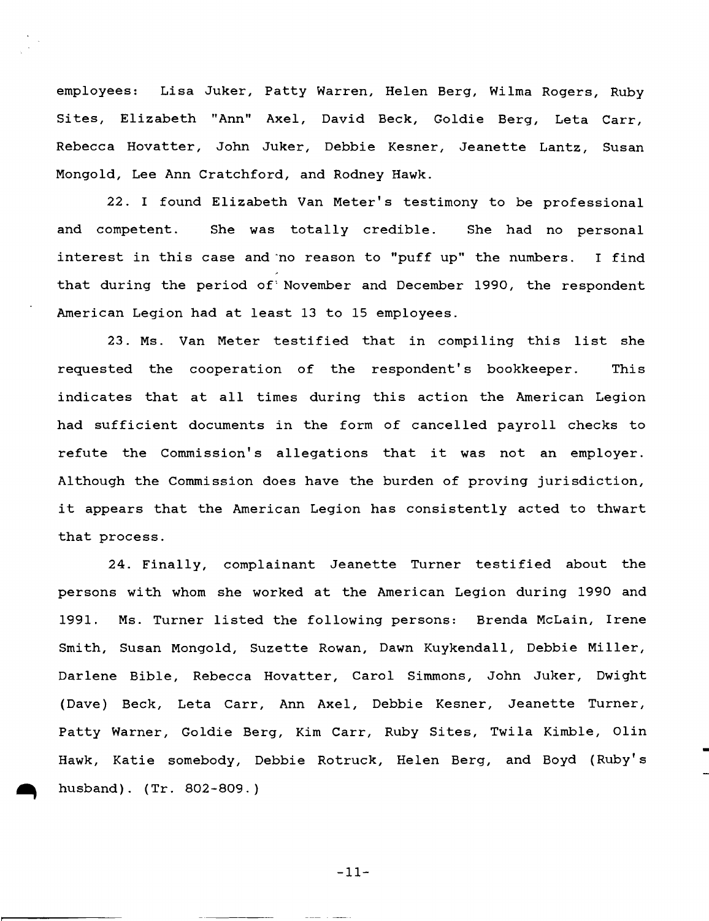employees: Lisa Juker, Patty Warren, Helen Berg, Wilma Rogers, Ruby Sites, Elizabeth "Ann" Axel, David Beck, Goldie Berg, Leta Carr, Rebecca Hovatter, John Juker, Debbie Kesner, Jeanette Lantz, Susan Mongold, Lee Ann Cratchford, and Rodney Hawk.

22. I found Elizabeth Van Meter's testimony to be professional and competent. She was totally credible. She had no personal interest in this case and no reason to "puff up" the numbers. I find that during the period of November and December 1990, the respondent American Legion had at least 13 to 15 employees.

23. Ms. Van Meter testified that in compiling this list she requested the cooperation of the respondent's bookkeeper. This indicates that at all times during this action the American Legion had sufficient documents in the form of cancelled payroll checks to refute the Commission's allegations that it was not an employer. Although the Commission does have the burden of proving jurisdiction, it appears that the American Legion has consistently acted to thwart that process.

24. Finally, complainant Jeanette Turner testified about the persons with whom she worked at the American Legion during 1990 and 1991. Ms. Turner listed the following persons: Brenda McLain, Irene Smith, Susan Mongold, Suzette Rowan, Dawn Kuykendall, Debbie Miller, Darlene Bible, Rebecca Hovatter, Carol Simmons, John Juker, Dwight (Dave) Beck, Leta Carr, Ann Axel, Debbie Kesner, Jeanette Turner, Patty Warner, Goldie Berg, Kim Carr, Ruby Sites, Twila Kimble, Olin Hawk, Katie somebody, Debbie Rotruck, Helen Berg, and Boyd (Ruby's husband). (Tr. 802-809.)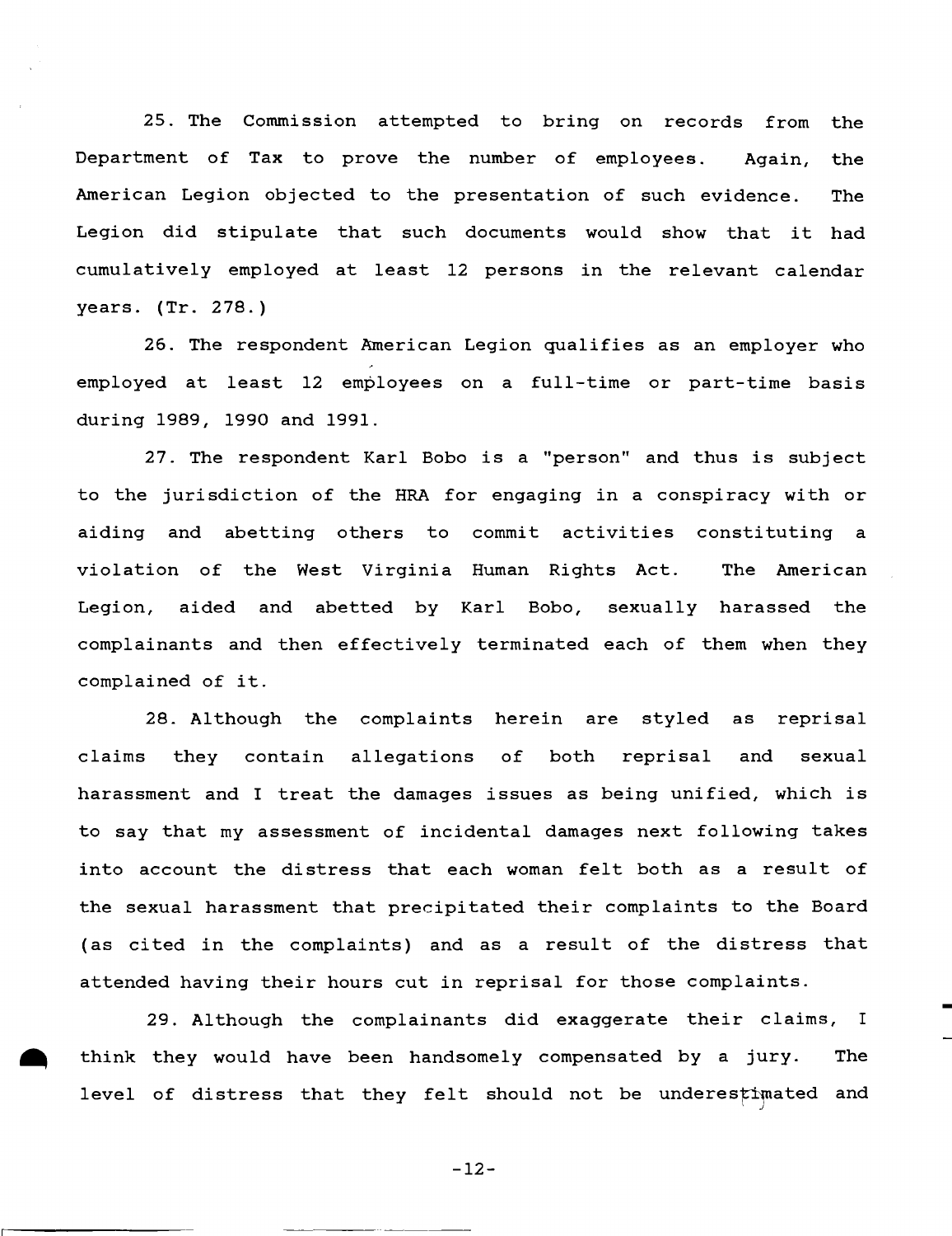25. The Commission attempted to bring on records from the Department of Tax to prove the number of employees. Again, the American Legion objected to the presentation of such evidence. The Legion did stipulate that such documents would show that it had cumulatively employed at least 12 persons in the relevant calendar years. (Tr. 278.)

26. The respondent American Legion qualifies as an employer who employed at least 12 employees on a full-time or part-time basis during 1989, 1990 and 1991.

27. The respondent Karl Bobo is a "person" and thus is subject to the jurisdiction of the HRA for engaging in a conspiracy with or aiding and abetting others to commit activities constituting a violation of the West Virginia Human Rights Act. The American Legion, aided and abetted by Karl Bobo, sexually harassed the complainants and then effectively terminated each of them when they complained of it.

28. Although the complaints herein are styled as reprisal claims they contain allegations of both reprisal and sexual harassment and I treat the damages issues as being unified, which is to say that my assessment of incidental damages next following takes into account the distress that each woman felt both as a result of the sexual harassment that precipitated their complaints to the Board (as cited in the complaints) and as a result of the distress that attended having their hours cut in reprisal for those complaints.

29. Although the complainants did exaggerate their claims, I think they would have been handsomely compensated by a jury. The level of distress that they felt should not be underestimated and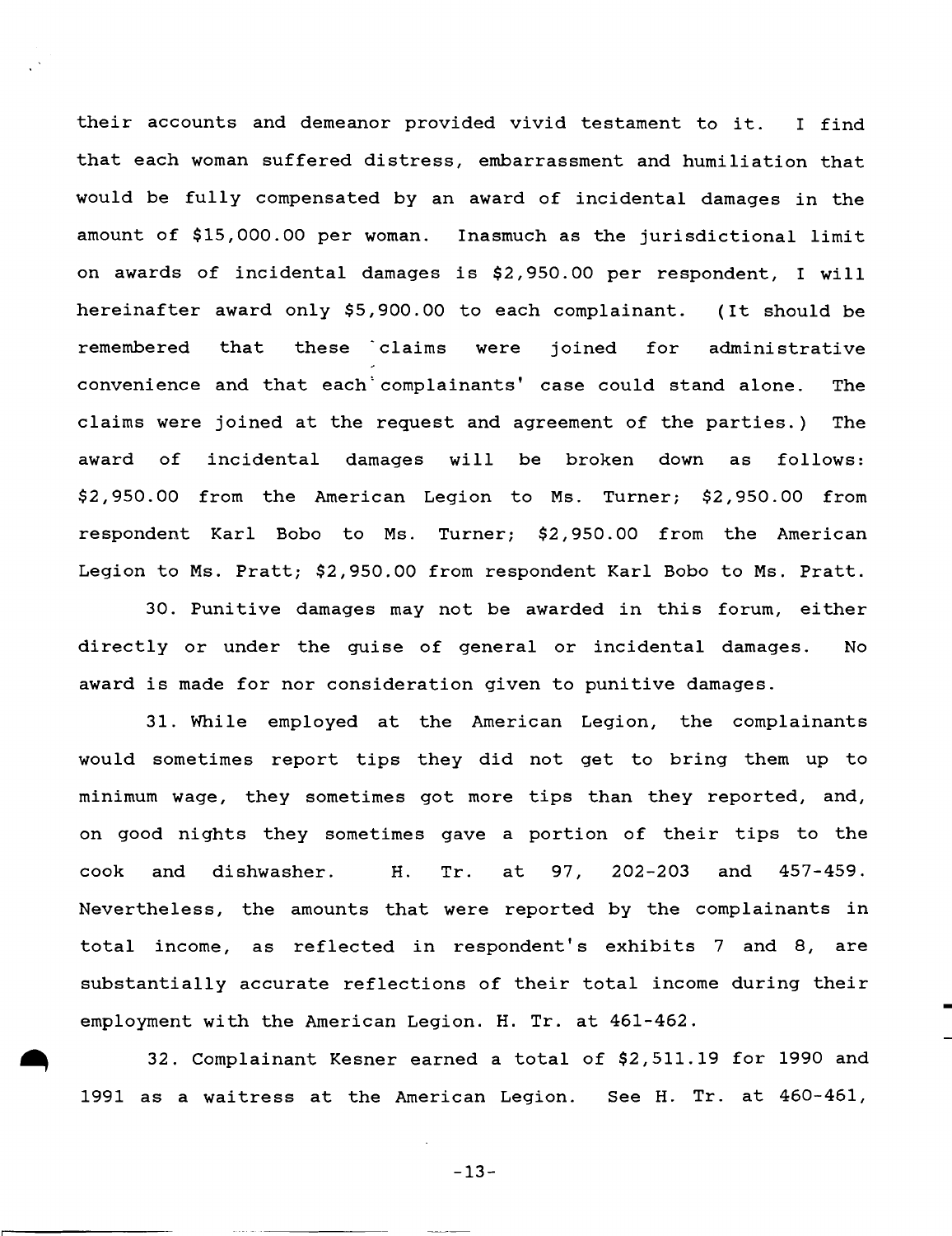their accounts and demeanor provided vivid testament to it. I find that each woman suffered distress, embarrassment and humiliation that would be fully compensated by an award of incidental damages in the amount of $15,000.00 per woman. Inasmuch as the jurisdictional limit on awards of incidental damages is $2,950.00 per respondent, I will hereinafter award only $5,900.00 to each complainant. (It should be remembered that these claims were joined for administrative convenience and that each complainants' case could stand alone. The claims were joined at the request and agreement of the parties.) The award of incidental damages will be broken down as follows: $2,950.00 from the American Legion to Ms. Turner; $2,950.00 from respondent Karl Bobo to Ms. Turner; $2,950.00 from the American Legion to Ms. Pratt; $2,950.00 from respondent Karl Bobo to Ms. Pratt.

30. Punitive damages may not be awarded in this forum, either directly or under the guise of general or incidental damages. No award is made for nor consideration given to punitive damages.

31. While employed at the American Legion, the complainants would sometimes report tips they did not get to bring them up to minimum wage, they sometimes got more tips than they reported, and, on good nights they sometimes gave a portion of their tips to the cook and dishwasher. H. Tr. at 97, 202-203 and 457-459. Nevertheless, the amounts that were reported by the complainants in total income, as reflected in respondent's exhibits 7 and 8, are substantially accurate reflections of their total income during their employment with the American Legion. H. Tr. at 461-462.

32. Complainant Kesner earned a total of $2,511.19 for 1990 and 1991 as a waitress at the American Legion. See H. Tr. at 460-461,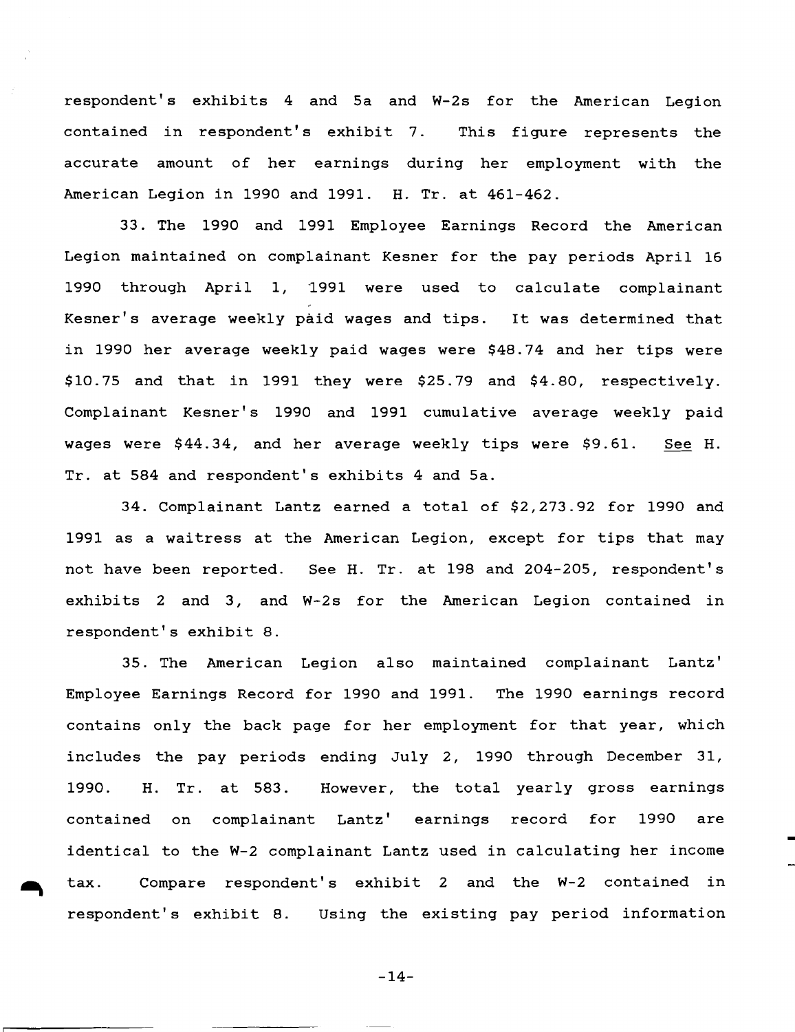respondent's exhibits 4 and 5a and W-2s for the American Legion contained in respondent's exhibit 7. This figure represents the accurate amount of her earnings during her employment with the American Legion in 1990 and 1991. H. Tr. at 461-462.

33. The 1990 and 1991 Employee Earnings Record the American Legion maintained on complainant Kesner for the pay periods April 16 1990 through April 1, 1991 were used to calculate complainant Kesner's average weekly paid wages and tips. It was determined that in 1990 her average weekly paid wages were $48.74 and her tips were $10.75 and that in 1991 they were $25.79 and $4.80, respectively. Complainant Kesner's 1990 and 1991 cumulative average weekly paid wages were $44.34, and her average weekly tips were $9.61. See H. Tr. at 584 and respondent's exhibits 4 and 5a.

34. Complainant Lantz earned a total of $2,273.92 for 1990 and 1991 as a waitress at the American Legion, except for tips that may not have been reported. See H. Tr. at 198 and 204-205, respondent's exhibits 2 and 3, and W-2s for the American Legion contained in respondent's exhibit 8.

35. The American Legion also maintained complainant Lantz' Employee Earnings Record for 1990 and 1991. The 1990 earnings record contains only the back page for her employment for that year, which includes the pay periods ending July 2, 1990 through December 31, 1990. H. Tr. at 583. However, the total yearly gross earnings contained on complainant Lantz' earnings record for 1990 are identical to the W-2 complainant Lantz used in calculating her income tax. Compare respondent's exhibit 2 and the W-2 contained in respondent's exhibit 8. Using the existing pay period information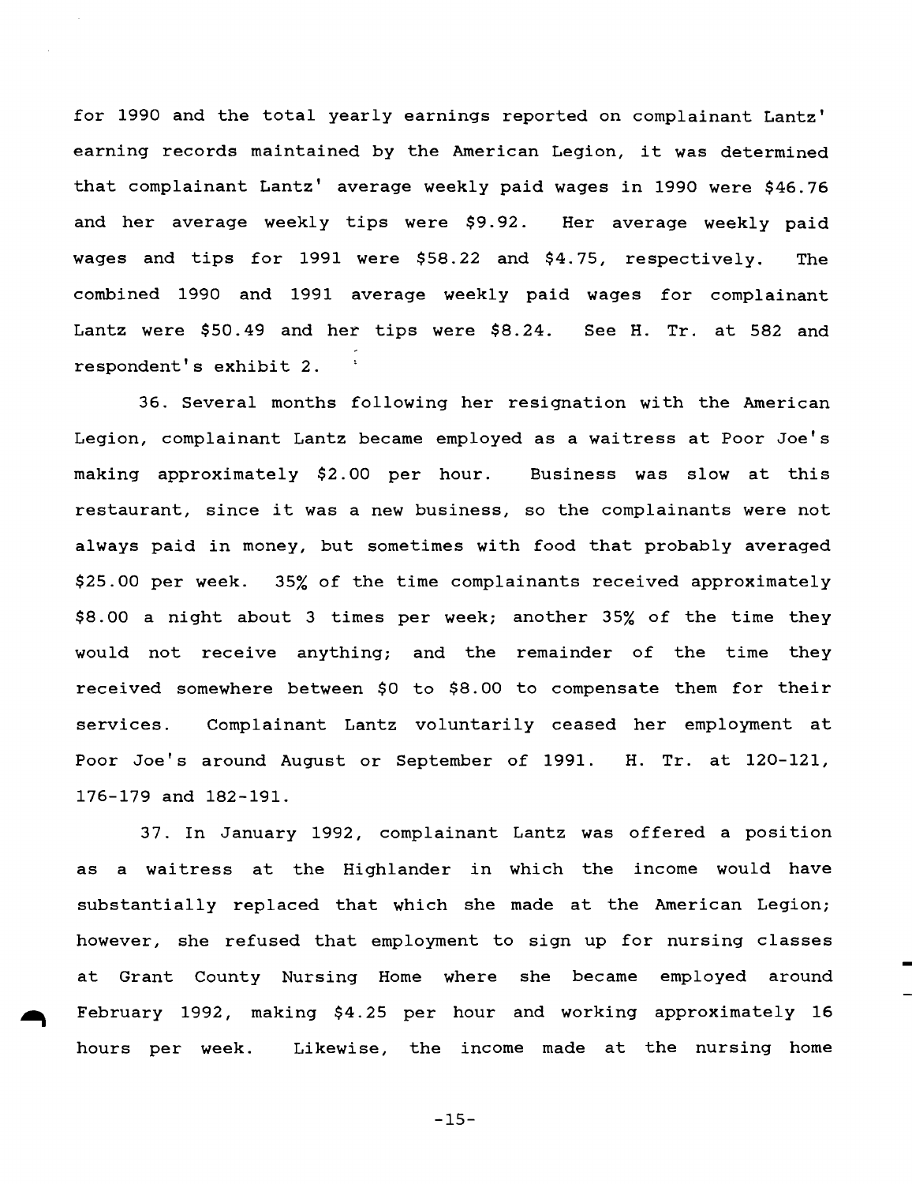for 1990 and the total yearly earnings reported on complainant Lantz' earning records maintained by the American Legion, it was determined that complainant Lantz' average weekly paid wages in 1990 were $46.76 and her average weekly tips were $9.92. Her average weekly paid wages and tips for 1991 were $58.22 and $4.75, respectively. The combined 1990 and 1991 average weekly paid wages for complainant Lantz were $50.49 and her tips were $8.24. See H. Tr. at 582 and respondent's exhibit 2.

36. Several months following her resignation with the American Legion, complainant Lantz became employed as a waitress at Poor Joe's making approximately $2.00 per hour. Business was slow at this restaurant, since it was a new business, so the complainants were not always paid in money, but sometimes with food that probably averaged $25.00 per week. 35% of the time complainants received approximately $8.00 a night about 3 times per week; another 35% of the time they would not receive anything; and the remainder of the time they received somewhere between $0 to $8.00 to compensate them for their services. Complainant Lantz voluntarily ceased her employment at Poor Joe's around August or September of 1991. H. Tr. at 120-121, 176-179 and 182-191.

37. In January 1992, complainant Lantz was offered a position as a waitress at the Highlander in which the income would have substantially replaced that which she made at the American Legion; however, she refused that employment to sign up for nursing classes at Grant County Nursing Home where she became employed around February 1992, making $4.25 per hour and working approximately 16 hours per week. Likewise, the income made at the nursing home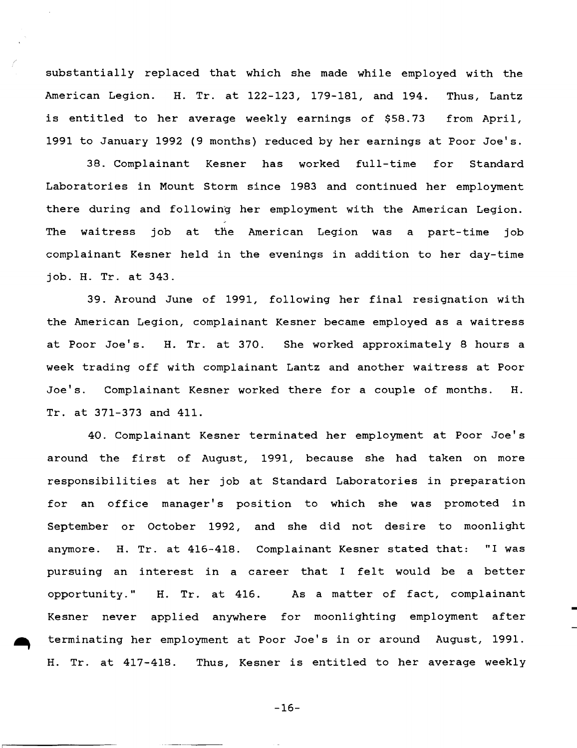substantially replaced that which she made while employed with the American Legion. H. Tr. at 122-123, 179-181, and 194. Thus, Lantz is entitled to her average weekly earnings of $58.73 from April, 1991 to January 1992 (9 months) reduced by her earnings at Poor Joe's.

38. Complainant Kesner has worked full-time for Standard Laboratories in Mount Storm since 1983 and continued her employment there during and following her employment with the American Legion. The waitress job at the American Legion was a part-time job complainant Kesner held in the evenings in addition to her day-time job. H. Tr. at 343.

39. Around June of 1991, following her final resignation with the American Legion, complainant Kesner became employed as a waitress at Poor Joe's. H. Tr. at 370. She worked approximately 8 hours a week trading off with complainant Lantz and another waitress at Poor Joe's. Complainant Kesner worked there for a couple of months. H. Tr. at 371-373 and 411.

40. Complainant Kesner terminated her employment at Poor Joe's around the first of August, 1991, because she had taken on more responsibilities at her job at Standard Laboratories in preparation for an office manager's position to which she was promoted in September or October 1992, and she did not desire to moonlight anymore. H. Tr. at 416-418. Complainant Kesner stated that: "I was pursuing an interest in a career that I felt would be a better opportunity." H. Tr. at 416. As a matter of fact, complainant Kesner never applied anywhere for moonlighting employment after terminating her employment at Poor Joe's in or around August, 1991. H. Tr. at 417-418. Thus, Kesner is entitled to her average weekly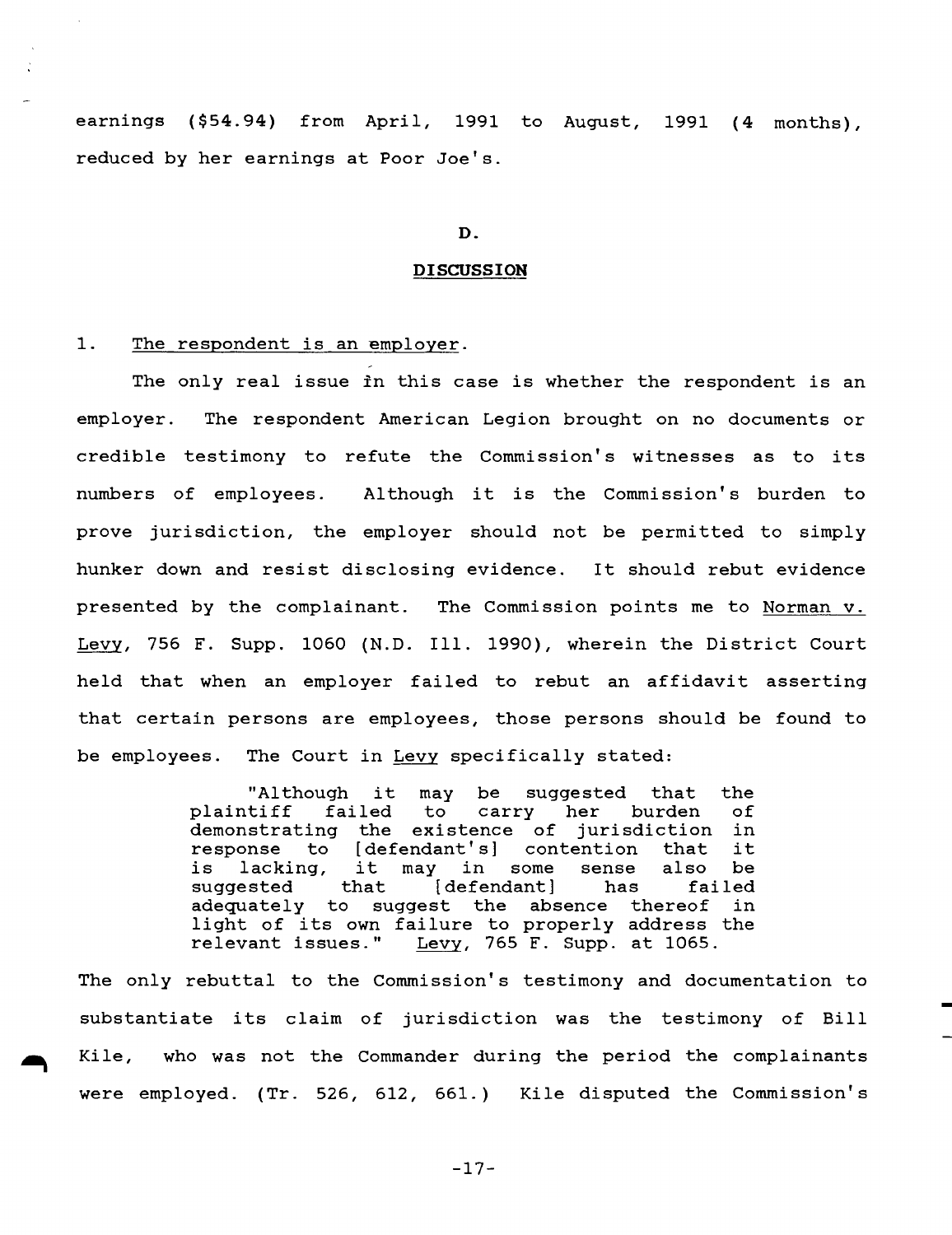earnings ($54.94) from April, 1991 to August, 1991 (4 months), reduced by her earnings at Poor Joe's.

## D.

## DISCUSSION

1. The respondent is an employer.

The only real issue in this case is whether the respondent is an employer. The respondent American Legion brought on no documents or credible testimony to refute the Commission's witnesses as to its numbers of employees. Although it is the Commission's burden to prove jurisdiction, the employer should not be permitted to simply hunker down and resist disclosing evidence. It should rebut evidence presented by the complainant. The Commission points me to Norman v. Levy, 756 F. Supp. 1060 (N.D. Ill. 1990), wherein the District Court held that when an employer failed to rebut an affidavit asserting that certain persons are employees, those persons should be found to be employees. The Court in Levy specifically stated:

> "Although it may be suggested that the plaintiff failed to carry her burden of demonstrating the existence of jurisdiction in response to [defendant's] contention that it is lacking, it may in some sense also be suggested that [defendant] has failed adequately to suggest the absence thereof in light of its own failure to properly address the relevant issues." Levy, 765 F. Supp. at 1065.

The only rebuttal to the Commission's testimony and documentation to substantiate its claim of jurisdiction was the testimony of Bill Kile, who was not the Commander during the period the complainants were employed. (Tr. 526, 612, 661.) Kile disputed the Commission's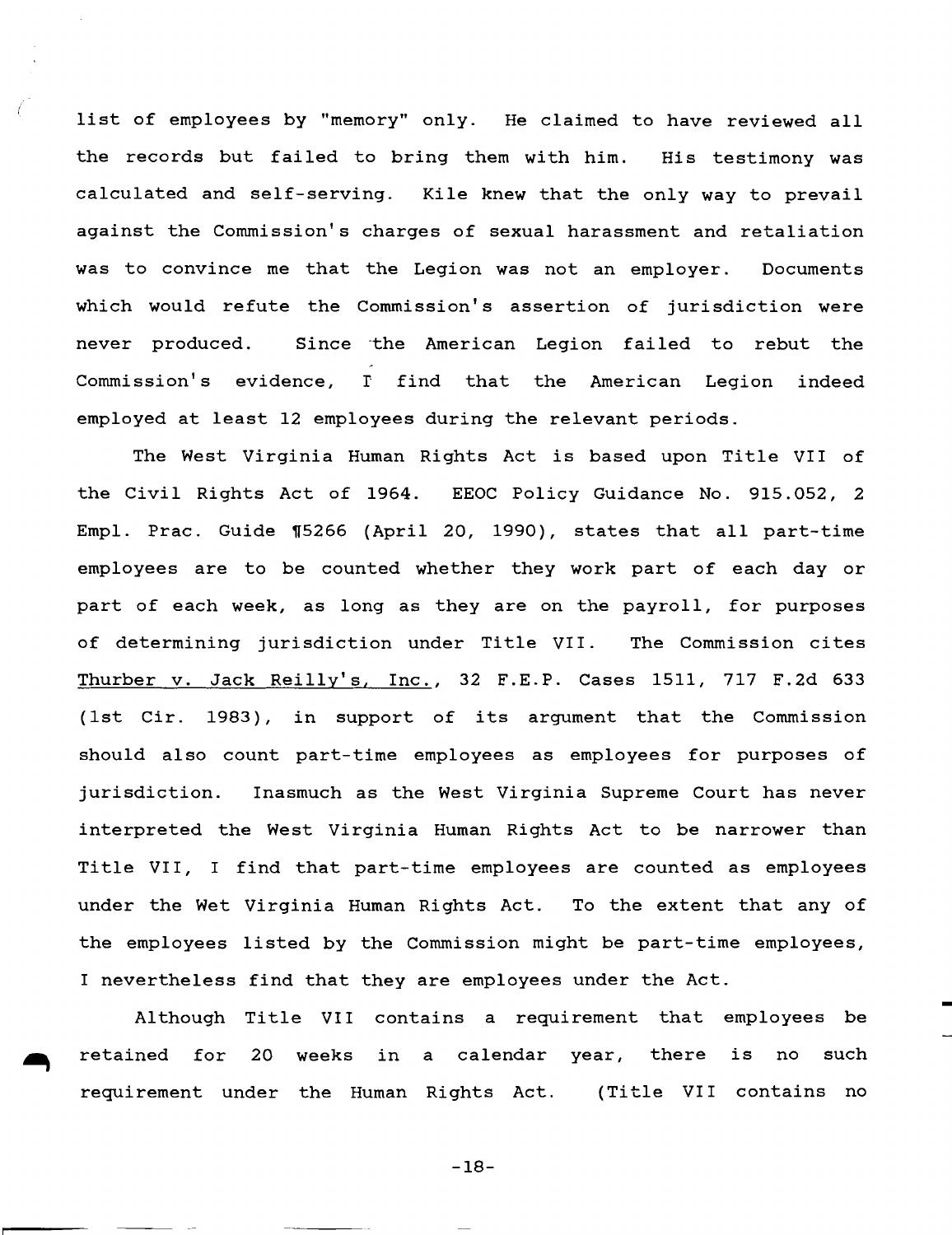list of employees by "memory" only. He claimed to have reviewed all the records but failed to bring them with him. His testimony was calculated and self-serving. Kile knew that the only way to prevail against the Commission's charges of sexual harassment and retaliation was to convince me that the Legion was not an employer. Documents which would refute the Commission's assertion of jurisdiction were never produced. Since the American Legion failed to rebut the Commission's evidence, I find that the American Legion indeed employed at least 12 employees during the relevant periods.

The West Virginia Human Rights Act is based upon Title VII of the Civil Rights Act of 1964. EEOC Policy Guidance No. 915.052, 2 Empl. Prac. Guide ¶5266 (April 20, 1990), states that all part-time employees are to be counted whether they work part of each day or part of each week, as long as they are on the payroll, for purposes of determining jurisdiction under Title VII. The Commission cites Thurber v. Jack Reilly's, Inc., 32 F.E.P. Cases 1511, 717 F.2d 633 (1st Cir. 1983), in support of its argument that the Commission should also count part-time employees as employees for purposes of jurisdiction. Inasmuch as the West Virginia Supreme Court has never interpreted the West Virginia Human Rights Act to be narrower than Title VII, I find that part-time employees are counted as employees under the Wet Virginia Human Rights Act. To the extent that any of the employees listed by the Commission might be part-time employees, I nevertheless find that they are employees under the Act.

Although Title VII contains a requirement that employees be retained for 20 weeks in a calendar year, there is no such requirement under the Human Rights Act. (Title VII contains no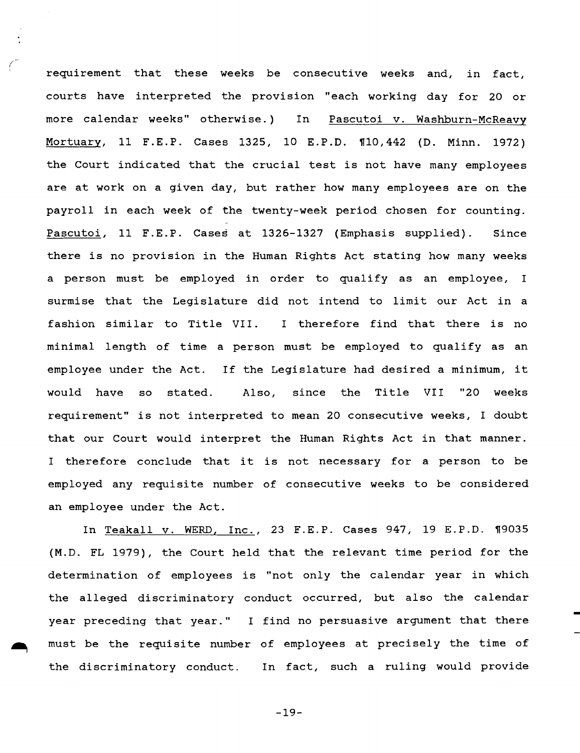requirement that these weeks be consecutive weeks and, in fact, courts have interpreted the provision "each working day for 20 or more calendar weeks" otherwise.) In Pascutoi v. Washburn-McReavy Mortuary, 11 F.E.P. Cases 1325, 10 E.P.D. ¶10,442 (D. Minn. 1972) the Court indicated that the crucial test is not have many employees are at work on a given day, but rather how many employees are on the payroll in each week of the twenty-week period chosen for counting. Pascutoi, 11 F.E.P. Cases at 1326-1327 (Emphasis supplied). Since there is no provision in the Human Rights Act stating how many weeks a person must be employed in order to qualify as an employee, I surmise that the Legislature did not intend to limit our Act in a fashion similar to Title VII. I therefore find that there is no minimal length of time a person must be employed to qualify as an employee under the Act. If the Legislature had desired a minimum, it would have so stated. Also, since the Title VII "20 weeks requirement" is not interpreted to mean 20 consecutive weeks, I doubt that our Court would interpret the Human Rights Act in that manner. I therefore conclude that it is not necessary for a person to be employed any requisite number of consecutive weeks to be considered an employee under the Act.

In Teakall v. WERD, Inc., 23 F.E.P. Cases 947, 19 E.P.D. ¶9035 (M.D. FL 1979), the Court held that the relevant time period for the determination of employees is "not only the calendar year in which the alleged discriminatory conduct occurred, but also the calendar year preceding that year." I find no persuasive argument that there must be the requisite number of employees at precisely the time of the discriminatory conduct. In fact, such a ruling would provide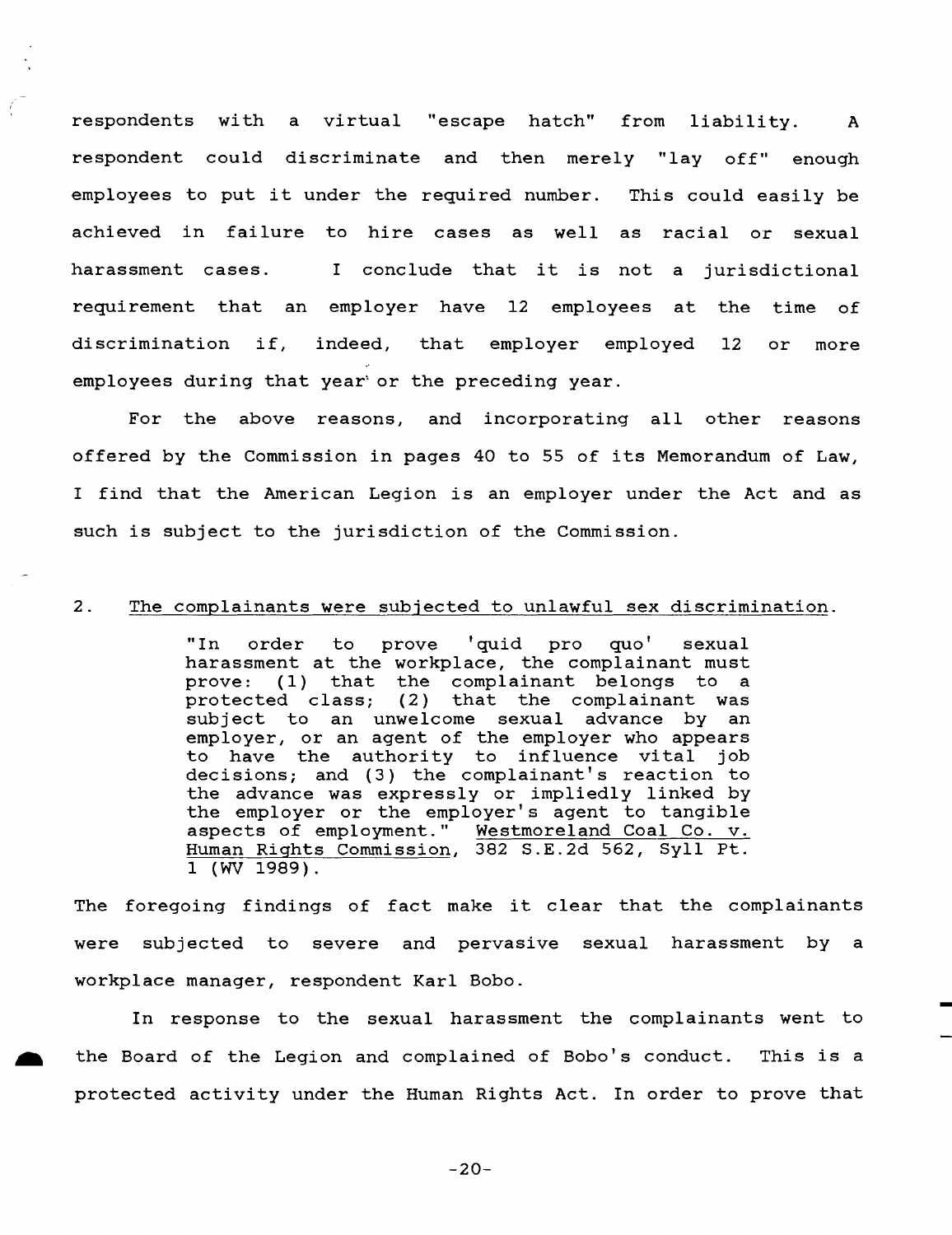respondents with a virtual "escape hatch" from liability. A respondent could discriminate and then merely "lay off" enough employees to put it under the required number. This could easily be achieved in failure to hire cases as well as racial or sexual harassment cases. I conclude that it is not a jurisdictional requirement that an employer have 12 employees at the time of discrimination if, indeed, that employer employed 12 or more employees during that year or the preceding year.

For the above reasons, and incorporating all other reasons offered by the Commission in pages 40 to 55 of its Memorandum of Law, I find that the American Legion is an employer under the Act and as such is subject to the jurisdiction of the Commission.

2. The complainants were subjected to unlawful sex discrimination.

> "In order to prove 'quid pro quo' sexual harassment at the workplace, the complainant must prove: (1) that the complainant belongs to a protected class; (2) that the complainant was subject to an unwelcome sexual advance by an employer, or an agent of the employer who appears to have the authority to influence vital job decisions; and (3) the complainant's reaction to the advance was expressly or impliedly linked by the employer or the employer's agent to tangible aspects of employment." Westmoreland Coal Co. v. Human Rights Commission, 382 S.E.2d 562, Syll Pt. 1 (WV 1989).

The foregoing findings of fact make it clear that the complainants were subjected to severe and pervasive sexual harassment by a workplace manager, respondent Karl Bobo.

In response to the sexual harassment the complainants went to the Board of the Legion and complained of Bobo's conduct. This is a protected activity under the Human Rights Act. In order to prove that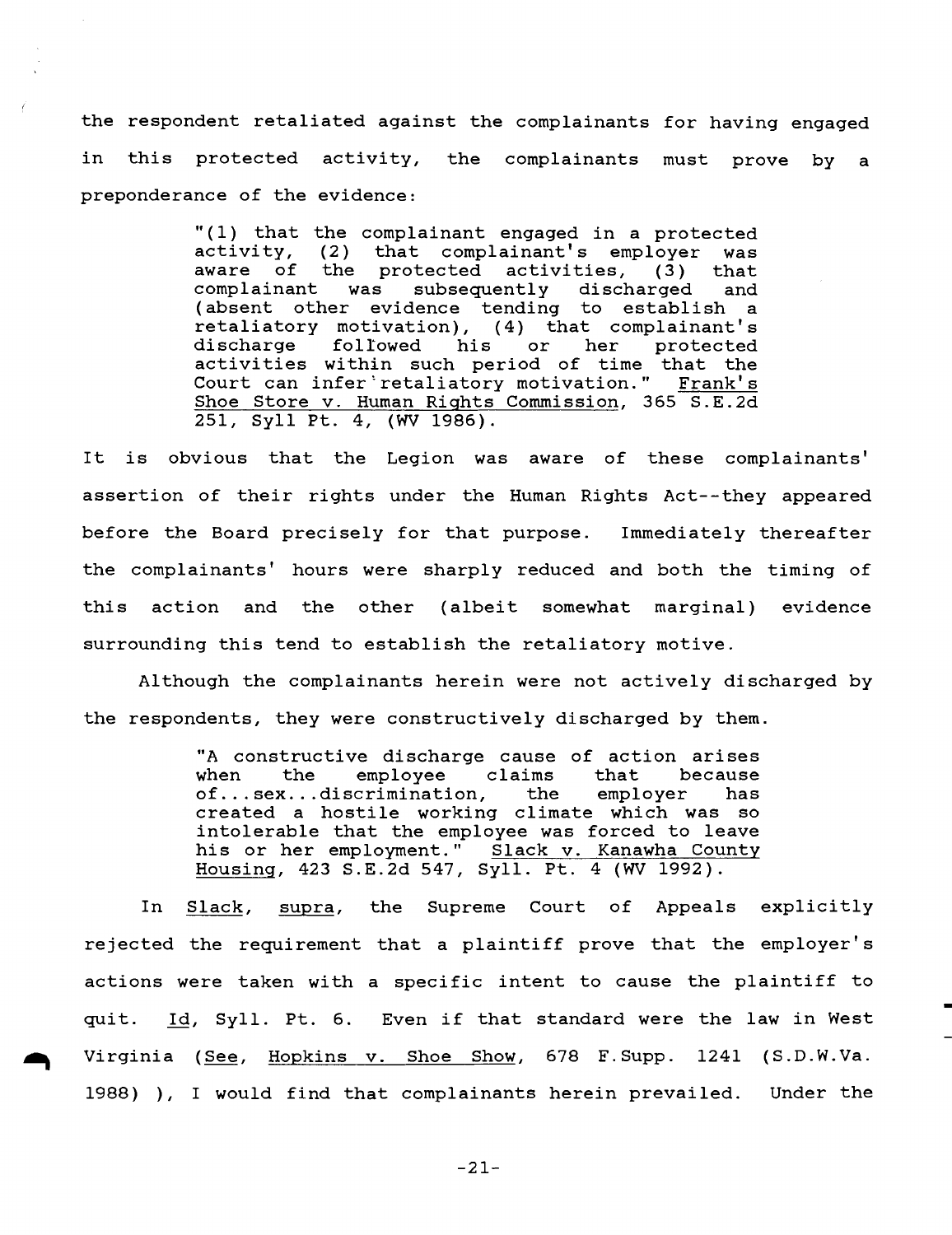the respondent retaliated against the complainants for having engaged in this protected activity, the complainants must prove by a preponderance of the evidence:

> "(1) that the complainant engaged in a protected activity, (2) that complainant's employer was aware of the protected activities, (3) that complainant was subsequently discharged and (absent other evidence tending to establish a retaliatory motivation), (4) that complainant's discharge followed his or her protected activities within such period of time that the Court can infer retaliatory motivation." Frank's Shoe Store v. Human Rights Commission, 365 S.E.2d 251, Syll Pt. 4, (WV 1986).

It is obvious that the Legion was aware of these complainants' assertion of their rights under the Human Rights Act--they appeared before the Board precisely for that purpose. Immediately thereafter the complainants' hours were sharply reduced and both the timing of this action and the other (albeit somewhat marginal) evidence surrounding this tend to establish the retaliatory motive.

Although the complainants herein were not actively discharged by the respondents, they were constructively discharged by them.

> "A constructive discharge cause of action arises when the employee claims that because of...sex...discrimination, the employer has created a hostile working climate which was so intolerable that the employee was forced to leave his or her employment." Slack v. Kanawha County Housing, 423 S.E.2d 547, Syll. Pt. 4 (WV 1992).

In Slack, supra, the Supreme Court of Appeals explicitly rejected the requirement that a plaintiff prove that the employer's actions were taken with a specific intent to cause the plaintiff to quit. Id, Syll. Pt. 6. Even if that standard were the law in West Virginia (See, Hopkins v. Shoe Show, 678 F.Supp. 1241 (S.D.W.Va. 1988) ), I would find that complainants herein prevailed. Under the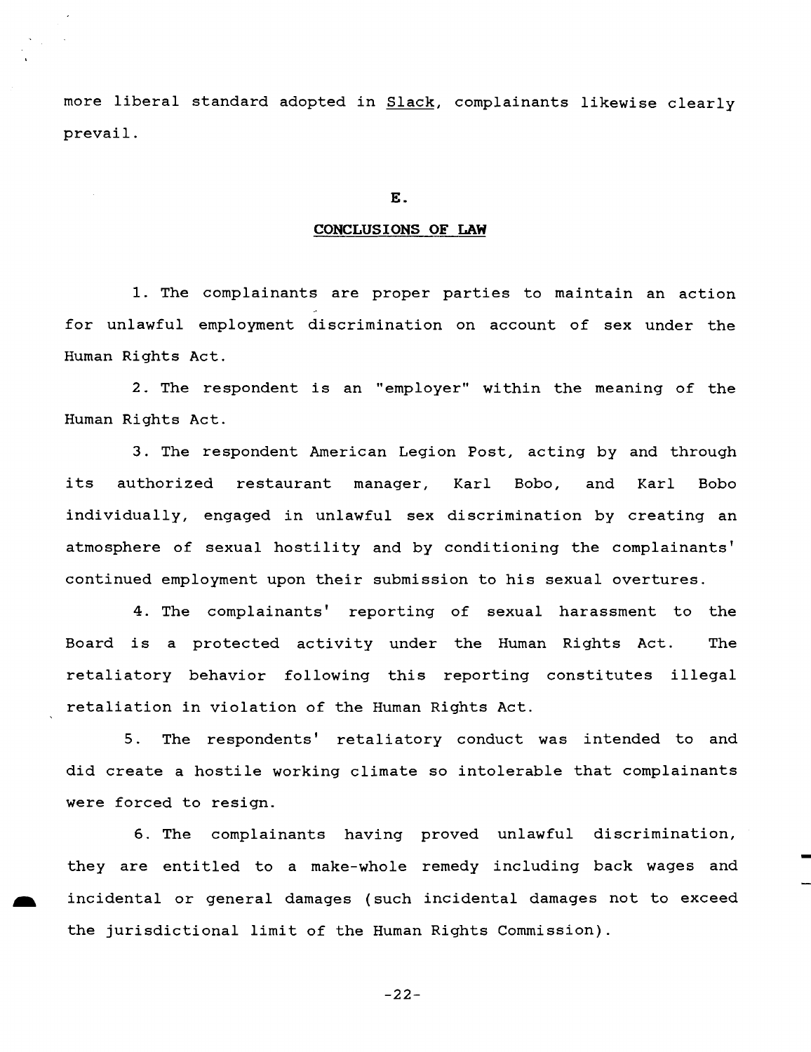more liberal standard adopted in Slack, complainants likewise clearly prevail.

## E.

## CONCLUSIONS OF LAW

1. The complainants are proper parties to maintain an action for unlawful employment discrimination on account of sex under the Human Rights Act.

2. The respondent is an "employer" within the meaning of the Human Rights Act.

3. The respondent American Legion Post, acting by and through its authorized restaurant manager, Karl Bobo, and Karl Bobo individually, engaged in unlawful sex discrimination by creating an atmosphere of sexual hostility and by conditioning the complainants' continued employment upon their submission to his sexual overtures.

4. The complainants' reporting of sexual harassment to the Board is a protected activity under the Human Rights Act. The retaliatory behavior following this reporting constitutes illegal retaliation in violation of the Human Rights Act.

5. The respondents' retaliatory conduct was intended to and did create a hostile working climate so intolerable that complainants were forced to resign.

6. The complainants having proved unlawful discrimination, they are entitled to a make-whole remedy including back wages and incidental or general damages (such incidental damages not to exceed the jurisdictional limit of the Human Rights Commission).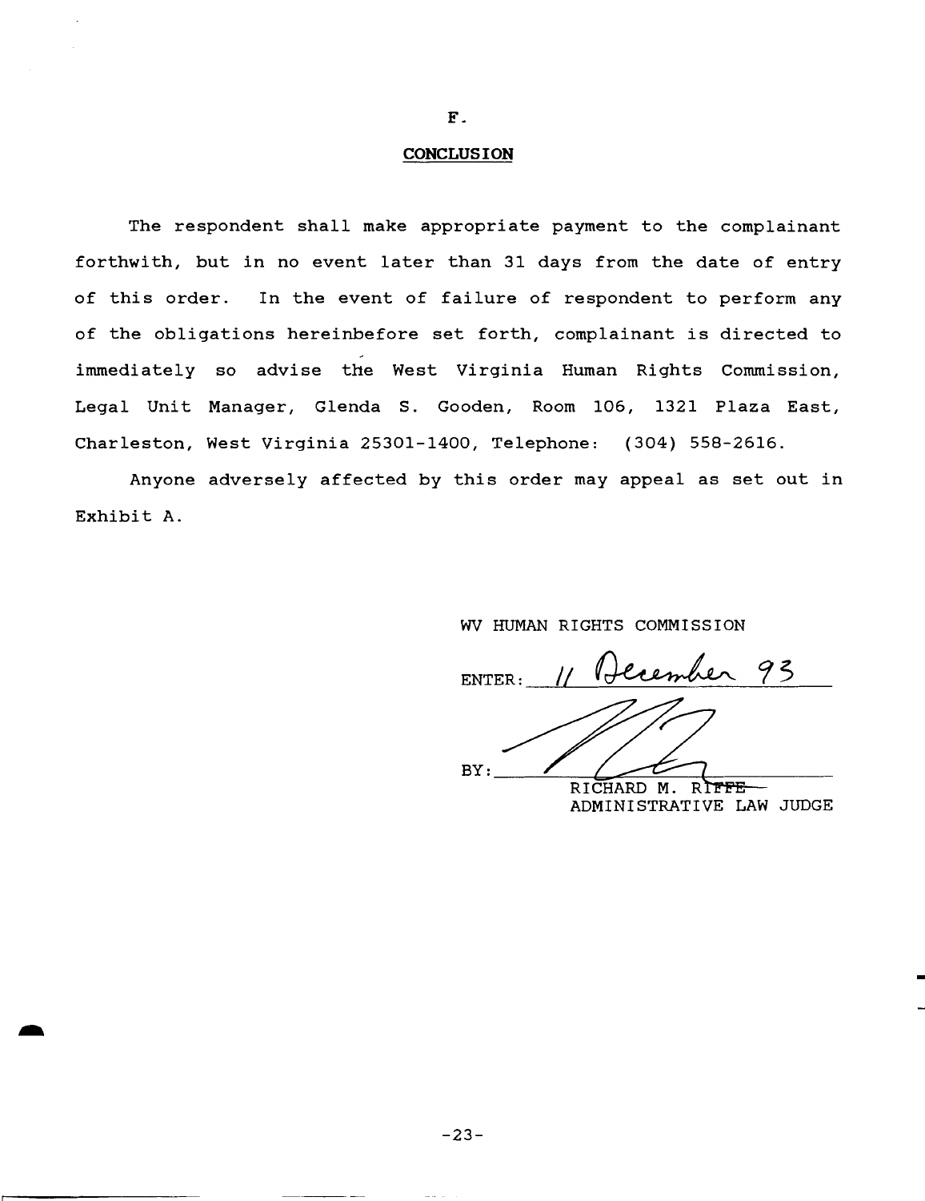## F.

## CONCLUSION

The respondent shall make appropriate payment to the complainant forthwith, but in no event later than 31 days from the date of entry of this order. In the event of failure of respondent to perform any of the obligations hereinbefore set forth, complainant is directed to immediately so advise the West Virginia Human Rights Commission, Legal Unit Manager, Glenda S. Gooden, Room 106, 1321 Plaza East, Charleston, West Virginia 25301-1400, Telephone: (304) 558-2616.

Anyone adversely affected by this order may appeal as set out in Exhibit A.

WV HUMAN RIGHTS COMMISSION

ENTER: 11 December 93

BY: 

RICHARD M. RIFFE
ADMINISTRATIVE LAW JUDGE